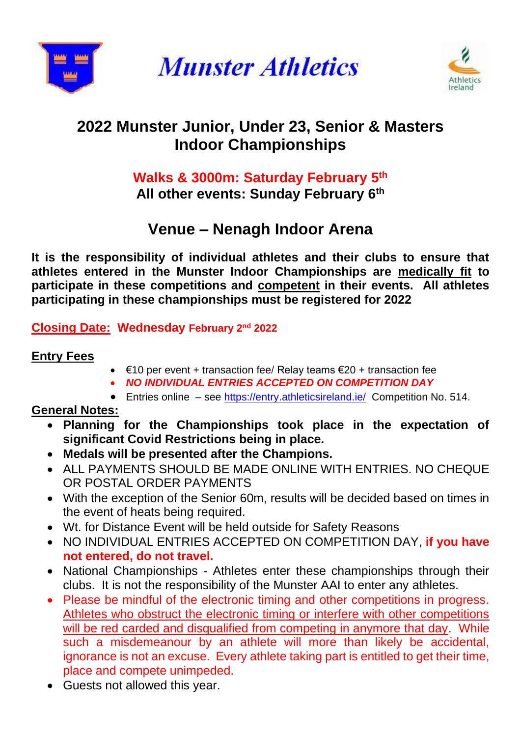# Munster Athletics

Athletics Ireland

## 2022 Munster Junior, Under 23, Senior & Masters Indoor Championships

**Walks & 3000m: Saturday February 5th**
**All other events: Sunday February 6th**

## Venue – Nenagh Indoor Arena

**It is the responsibility of individual athletes and their clubs to ensure that athletes entered in the Munster Indoor Championships are medically fit to participate in these competitions and competent in their events. All athletes participating in these championships must be registered for 2022**

**Closing Date: Wednesday February 2nd 2022**

**Entry Fees**

- €10 per event + transaction fee/ Relay teams €20 + transaction fee
- ***NO INDIVIDUAL ENTRIES ACCEPTED ON COMPETITION DAY***
- Entries online – see https://entry.athleticsireland.ie/ Competition No. 514.

**General Notes:**

- **Planning for the Championships took place in the expectation of significant Covid Restrictions being in place.**
- **Medals will be presented after the Champions.**
- ALL PAYMENTS SHOULD BE MADE ONLINE WITH ENTRIES. NO CHEQUE OR POSTAL ORDER PAYMENTS
- With the exception of the Senior 60m, results will be decided based on times in the event of heats being required.
- Wt. for Distance Event will be held outside for Safety Reasons
- NO INDIVIDUAL ENTRIES ACCEPTED ON COMPETITION DAY, **if you have not entered, do not travel.**
- National Championships - Athletes enter these championships through their clubs. It is not the responsibility of the Munster AAI to enter any athletes.
- Please be mindful of the electronic timing and other competitions in progress. Athletes who obstruct the electronic timing or interfere with other competitions will be red carded and disqualified from competing in anymore that day. While such a misdemeanour by an athlete will more than likely be accidental, ignorance is not an excuse. Every athlete taking part is entitled to get their time, place and compete unimpeded.
- Guests not allowed this year.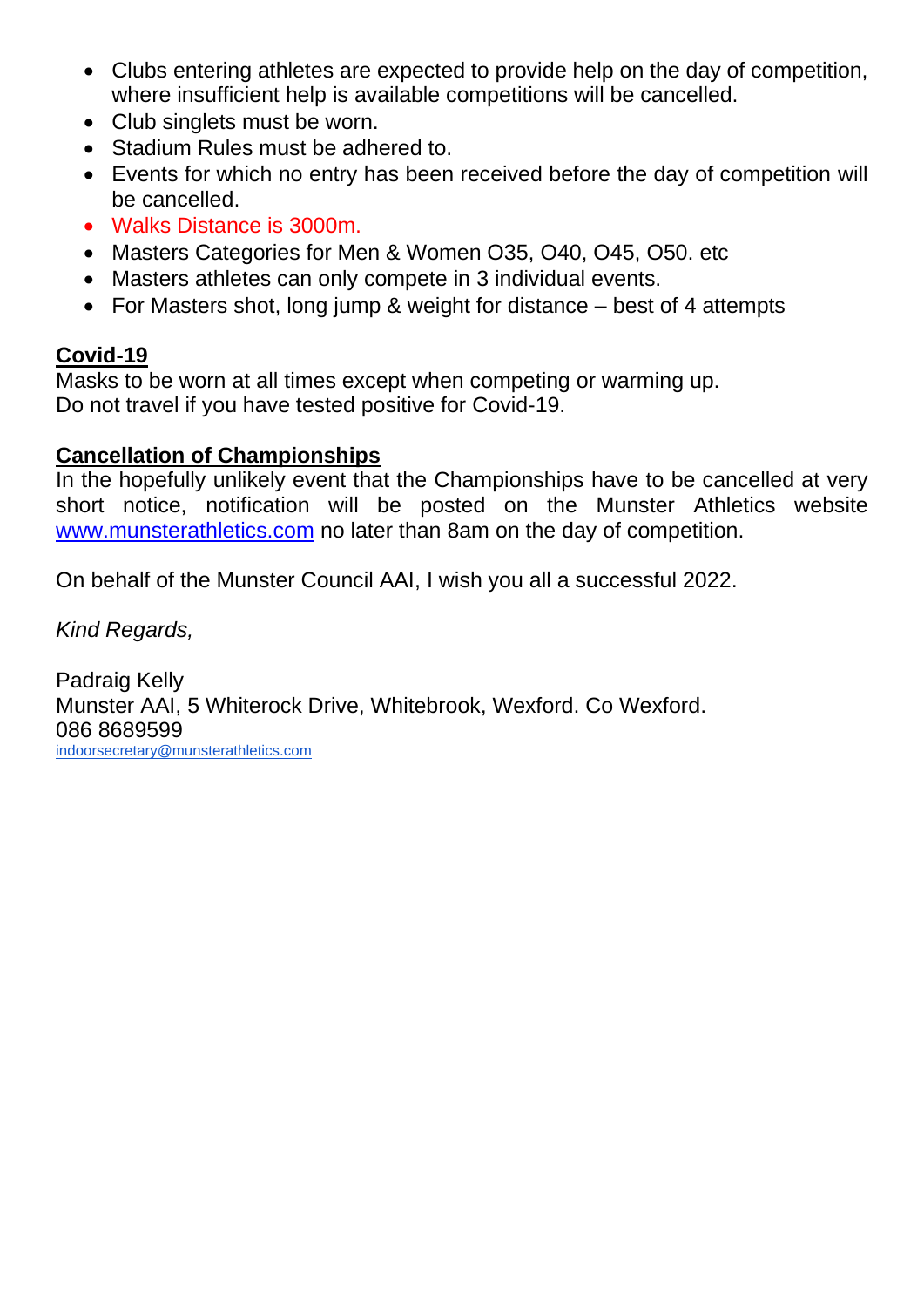- Clubs entering athletes are expected to provide help on the day of competition, where insufficient help is available competitions will be cancelled.
- Club singlets must be worn.
- Stadium Rules must be adhered to.
- Events for which no entry has been received before the day of competition will be cancelled.
- Walks Distance is 3000m.
- Masters Categories for Men & Women O35, O40, O45, O50. etc
- Masters athletes can only compete in 3 individual events.
- For Masters shot, long jump & weight for distance – best of 4 attempts

**Covid-19**

Masks to be worn at all times except when competing or warming up.
Do not travel if you have tested positive for Covid-19.

**Cancellation of Championships**

In the hopefully unlikely event that the Championships have to be cancelled at very short notice, notification will be posted on the Munster Athletics website www.munsterathletics.com no later than 8am on the day of competition.

On behalf of the Munster Council AAI, I wish you all a successful 2022.

*Kind Regards,*

Padraig Kelly
Munster AAI, 5 Whiterock Drive, Whitebrook, Wexford. Co Wexford.
086 8689599
indoorsecretary@munsterathletics.com